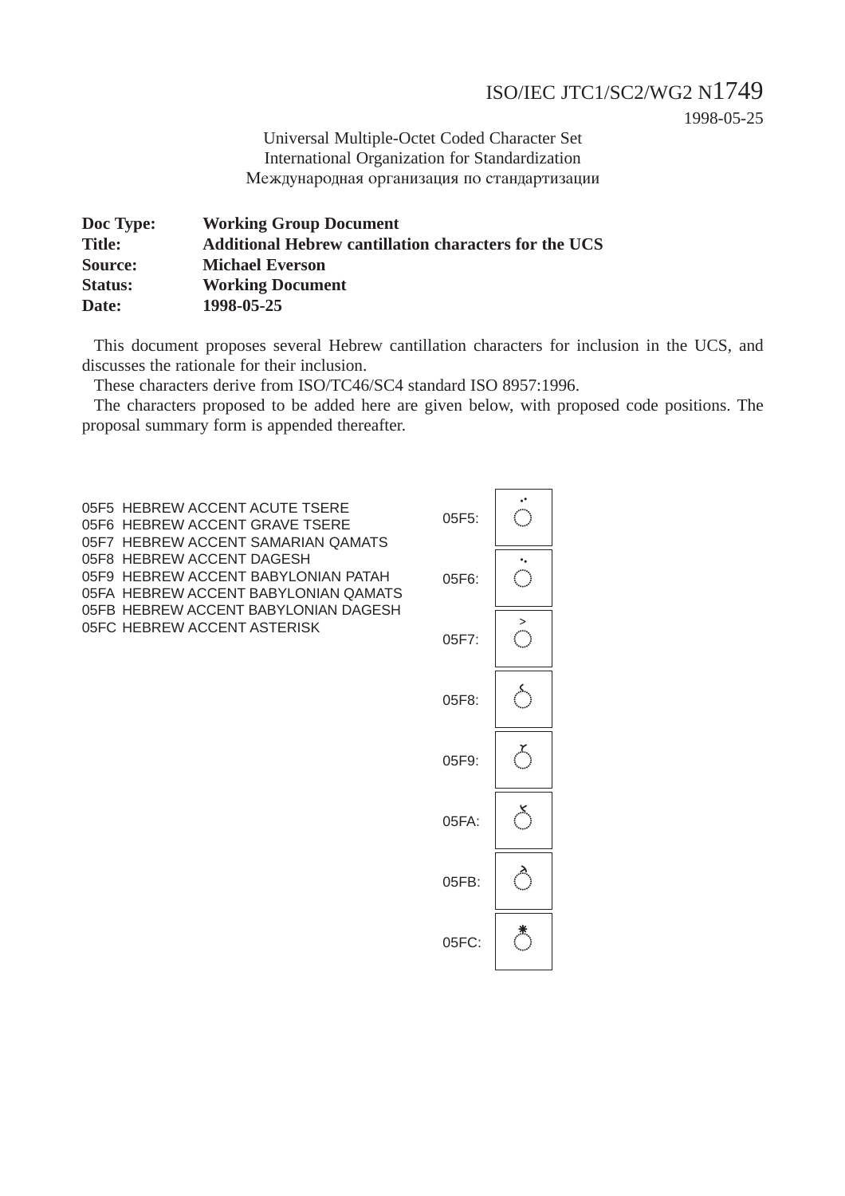ISO/IEC JTC1/SC2/WG2 N1749
1998-05-25

Universal Multiple-Octet Coded Character Set
International Organization for Standardization
Международная организация по стандартизации

| | |
|---|---|
| **Doc Type:** | **Working Group Document** |
| **Title:** | **Additional Hebrew cantillation characters for the UCS** |
| **Source:** | **Michael Everson** |
| **Status:** | **Working Document** |
| **Date:** | **1998-05-25** |

This document proposes several Hebrew cantillation characters for inclusion in the UCS, and discusses the rationale for their inclusion.

These characters derive from ISO/TC46/SC4 standard ISO 8957:1996.

The characters proposed to be added here are given below, with proposed code positions. The proposal summary form is appended thereafter.

05F5 HEBREW ACCENT ACUTE TSERE
05F6 HEBREW ACCENT GRAVE TSERE
05F7 HEBREW ACCENT SAMARIAN QAMATS
05F8 HEBREW ACCENT DAGESH
05F9 HEBREW ACCENT BABYLONIAN PATAH
05FA HEBREW ACCENT BABYLONIAN QAMATS
05FB HEBREW ACCENT BABYLONIAN DAGESH
05FC HEBREW ACCENT ASTERISK

05F5:

05F6:

05F7:

05F8:

05F9:

05FA:

05FB:

05FC: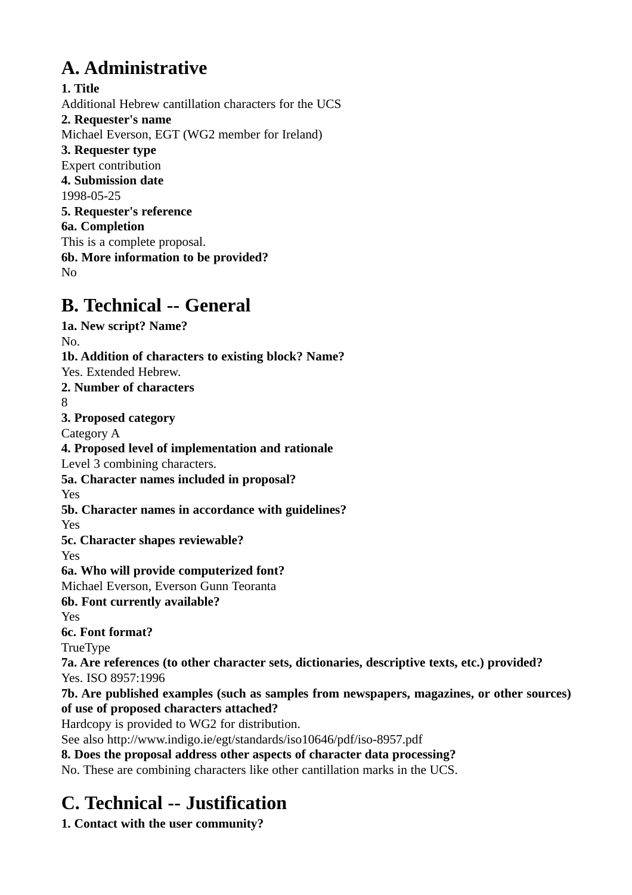## A. Administrative

**1. Title**
Additional Hebrew cantillation characters for the UCS
**2. Requester's name**
Michael Everson, EGT (WG2 member for Ireland)
**3. Requester type**
Expert contribution
**4. Submission date**
1998-05-25
**5. Requester's reference**
**6a. Completion**
This is a complete proposal.
**6b. More information to be provided?**
No

## B. Technical -- General

**1a. New script? Name?**
No.
**1b. Addition of characters to existing block? Name?**
Yes. Extended Hebrew.
**2. Number of characters**
8
**3. Proposed category**
Category A
**4. Proposed level of implementation and rationale**
Level 3 combining characters.
**5a. Character names included in proposal?**
Yes
**5b. Character names in accordance with guidelines?**
Yes
**5c. Character shapes reviewable?**
Yes
**6a. Who will provide computerized font?**
Michael Everson, Everson Gunn Teoranta
**6b. Font currently available?**
Yes
**6c. Font format?**
TrueType
**7a. Are references (to other character sets, dictionaries, descriptive texts, etc.) provided?**
Yes. ISO 8957:1996
**7b. Are published examples (such as samples from newspapers, magazines, or other sources) of use of proposed characters attached?**
Hardcopy is provided to WG2 for distribution.
See also http://www.indigo.ie/egt/standards/iso10646/pdf/iso-8957.pdf
**8. Does the proposal address other aspects of character data processing?**
No. These are combining characters like other cantillation marks in the UCS.

## C. Technical -- Justification

**1. Contact with the user community?**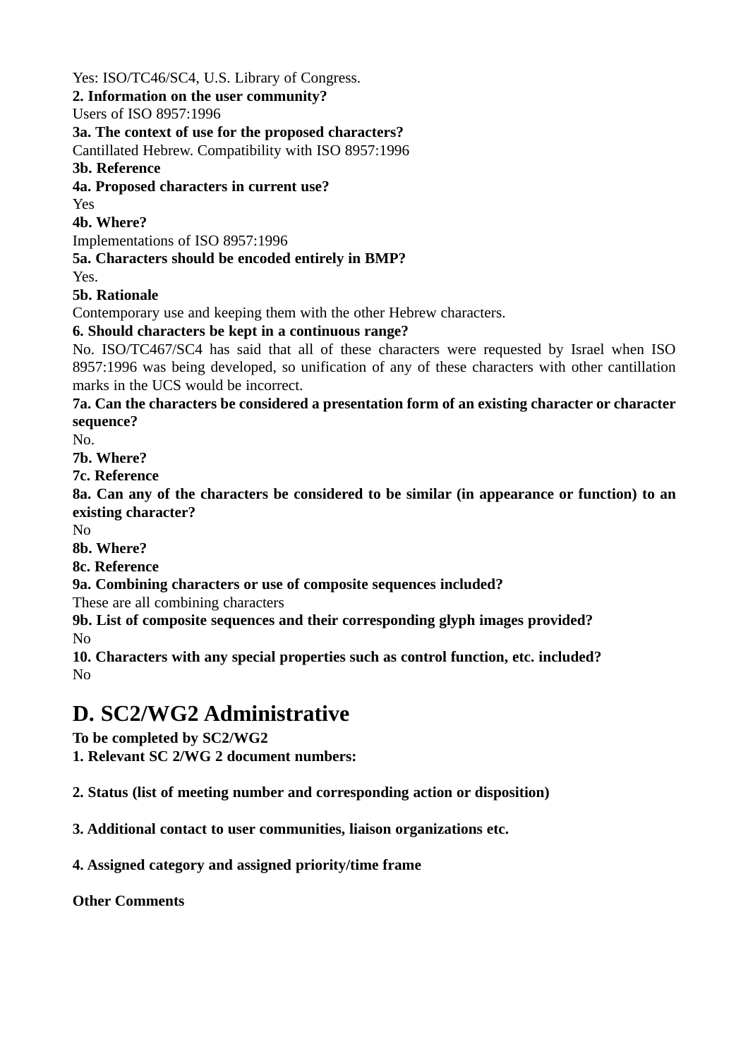Yes: ISO/TC46/SC4, U.S. Library of Congress.

**2. Information on the user community?**

Users of ISO 8957:1996

**3a. The context of use for the proposed characters?**

Cantillated Hebrew. Compatibility with ISO 8957:1996

**3b. Reference**

**4a. Proposed characters in current use?**

Yes

**4b. Where?**

Implementations of ISO 8957:1996

**5a. Characters should be encoded entirely in BMP?**

Yes.

**5b. Rationale**

Contemporary use and keeping them with the other Hebrew characters.

**6. Should characters be kept in a continuous range?**

No. ISO/TC467/SC4 has said that all of these characters were requested by Israel when ISO 8957:1996 was being developed, so unification of any of these characters with other cantillation marks in the UCS would be incorrect.

**7a. Can the characters be considered a presentation form of an existing character or character sequence?**

No.

**7b. Where?**

**7c. Reference**

**8a. Can any of the characters be considered to be similar (in appearance or function) to an existing character?**

No

**8b. Where?**

**8c. Reference**

**9a. Combining characters or use of composite sequences included?**

These are all combining characters

**9b. List of composite sequences and their corresponding glyph images provided?**

No

**10. Characters with any special properties such as control function, etc. included?**

No

## D. SC2/WG2 Administrative

**To be completed by SC2/WG2**

**1. Relevant SC 2/WG 2 document numbers:**

**2. Status (list of meeting number and corresponding action or disposition)**

**3. Additional contact to user communities, liaison organizations etc.**

**4. Assigned category and assigned priority/time frame**

**Other Comments**